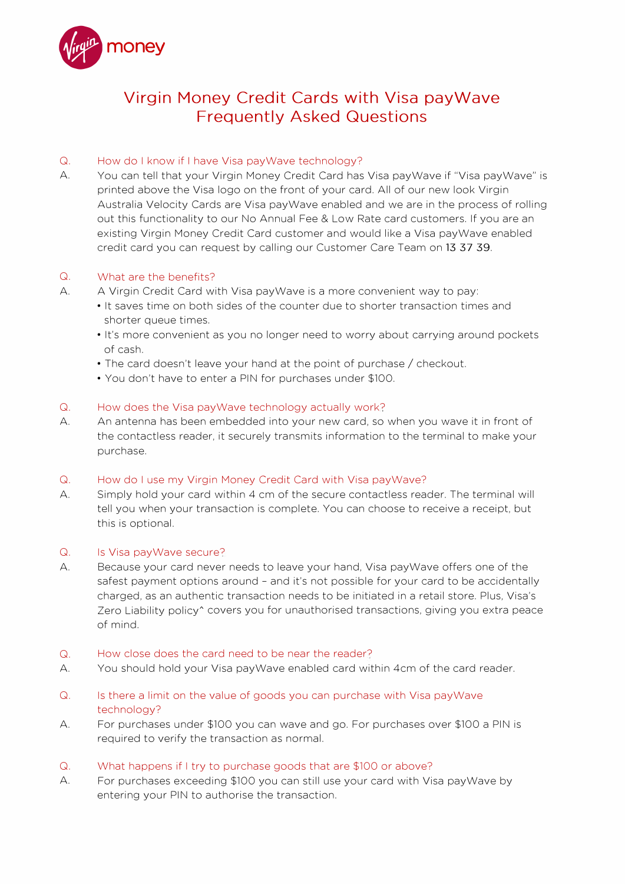virgin money

# Virgin Money Credit Cards with Visa payWave Frequently Asked Questions

**Q. How do I know if I have Visa payWave technology?**

A. You can tell that your Virgin Money Credit Card has Visa payWave if "Visa payWave" is printed above the Visa logo on the front of your card. All of our new look Virgin Australia Velocity Cards are Visa payWave enabled and we are in the process of rolling out this functionality to our No Annual Fee & Low Rate card customers. If you are an existing Virgin Money Credit Card customer and would like a Visa payWave enabled credit card you can request by calling our Customer Care Team on 13 37 39.

**Q. What are the benefits?**

A. A Virgin Credit Card with Visa payWave is a more convenient way to pay:

- It saves time on both sides of the counter due to shorter transaction times and shorter queue times.
- It's more convenient as you no longer need to worry about carrying around pockets of cash.
- The card doesn't leave your hand at the point of purchase / checkout.
- You don't have to enter a PIN for purchases under $100.

**Q. How does the Visa payWave technology actually work?**

A. An antenna has been embedded into your new card, so when you wave it in front of the contactless reader, it securely transmits information to the terminal to make your purchase.

**Q. How do I use my Virgin Money Credit Card with Visa payWave?**

A. Simply hold your card within 4 cm of the secure contactless reader. The terminal will tell you when your transaction is complete. You can choose to receive a receipt, but this is optional.

**Q. Is Visa payWave secure?**

A. Because your card never needs to leave your hand, Visa payWave offers one of the safest payment options around – and it's not possible for your card to be accidentally charged, as an authentic transaction needs to be initiated in a retail store. Plus, Visa's Zero Liability policy^ covers you for unauthorised transactions, giving you extra peace of mind.

**Q. How close does the card need to be near the reader?**

A. You should hold your Visa payWave enabled card within 4cm of the card reader.

**Q. Is there a limit on the value of goods you can purchase with Visa payWave technology?**

A. For purchases under $100 you can wave and go. For purchases over $100 a PIN is required to verify the transaction as normal.

**Q. What happens if I try to purchase goods that are $100 or above?**

A. For purchases exceeding $100 you can still use your card with Visa payWave by entering your PIN to authorise the transaction.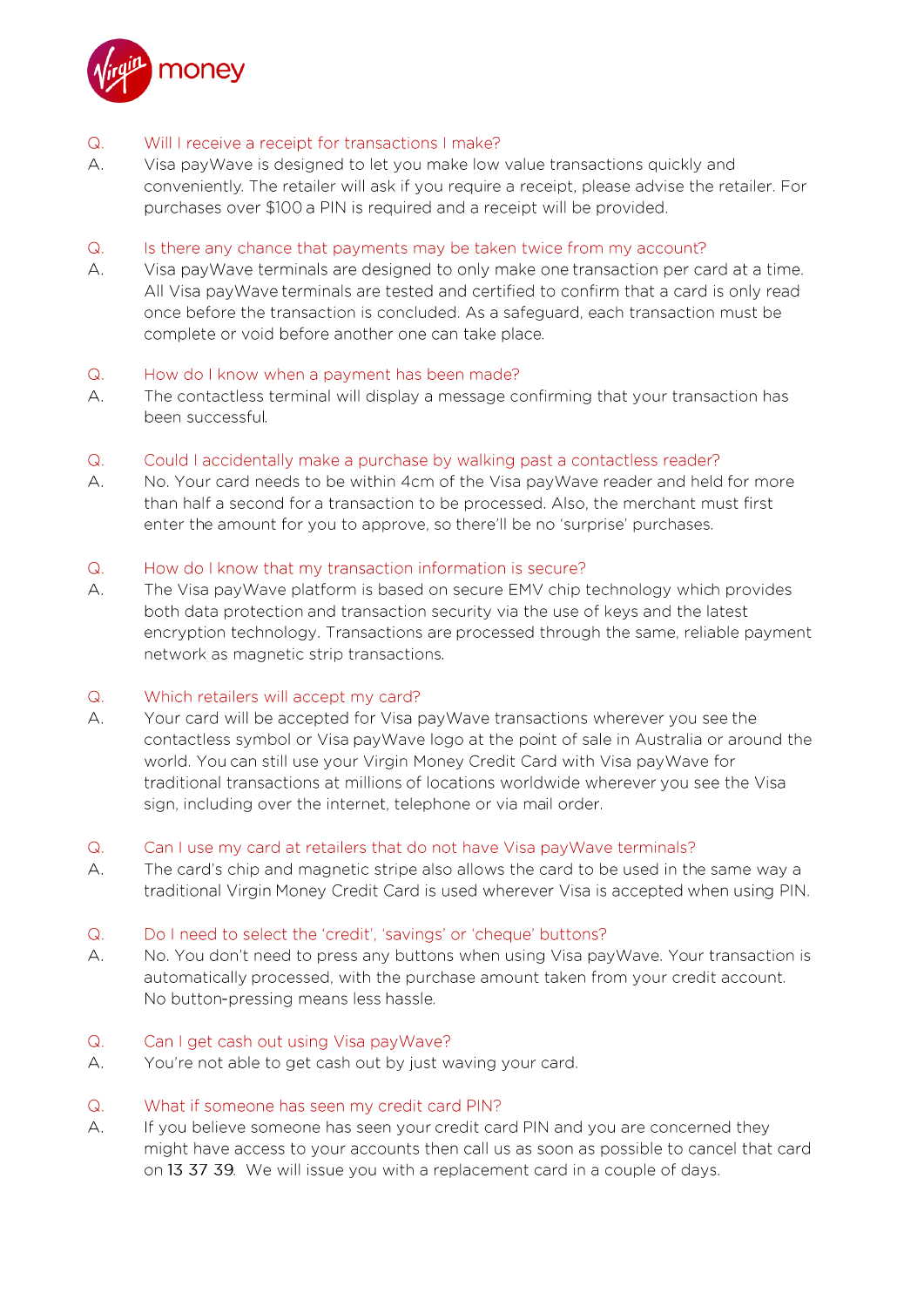**Q.** Will I receive a receipt for transactions I make?

**A.** Visa payWave is designed to let you make low value transactions quickly and conveniently. The retailer will ask if you require a receipt, please advise the retailer. For purchases over $100 a PIN is required and a receipt will be provided.

**Q.** Is there any chance that payments may be taken twice from my account?

**A.** Visa payWave terminals are designed to only make one transaction per card at a time. All Visa payWave terminals are tested and certified to confirm that a card is only read once before the transaction is concluded. As a safeguard, each transaction must be complete or void before another one can take place.

**Q.** How do I know when a payment has been made?

**A.** The contactless terminal will display a message confirming that your transaction has been successful.

**Q.** Could I accidentally make a purchase by walking past a contactless reader?

**A.** No. Your card needs to be within 4cm of the Visa payWave reader and held for more than half a second for a transaction to be processed. Also, the merchant must first enter the amount for you to approve, so there'll be no 'surprise' purchases.

**Q.** How do I know that my transaction information is secure?

**A.** The Visa payWave platform is based on secure EMV chip technology which provides both data protection and transaction security via the use of keys and the latest encryption technology. Transactions are processed through the same, reliable payment network as magnetic strip transactions.

**Q.** Which retailers will accept my card?

**A.** Your card will be accepted for Visa payWave transactions wherever you see the contactless symbol or Visa payWave logo at the point of sale in Australia or around the world. You can still use your Virgin Money Credit Card with Visa payWave for traditional transactions at millions of locations worldwide wherever you see the Visa sign, including over the internet, telephone or via mail order.

**Q.** Can I use my card at retailers that do not have Visa payWave terminals?

**A.** The card's chip and magnetic stripe also allows the card to be used in the same way a traditional Virgin Money Credit Card is used wherever Visa is accepted when using PIN.

**Q.** Do I need to select the 'credit', 'savings' or 'cheque' buttons?

**A.** No. You don't need to press any buttons when using Visa payWave. Your transaction is automatically processed, with the purchase amount taken from your credit account. No button-pressing means less hassle.

**Q.** Can I get cash out using Visa payWave?

**A.** You're not able to get cash out by just waving your card.

**Q.** What if someone has seen my credit card PIN?

**A.** If you believe someone has seen your credit card PIN and you are concerned they might have access to your accounts then call us as soon as possible to cancel that card on 13 37 39. We will issue you with a replacement card in a couple of days.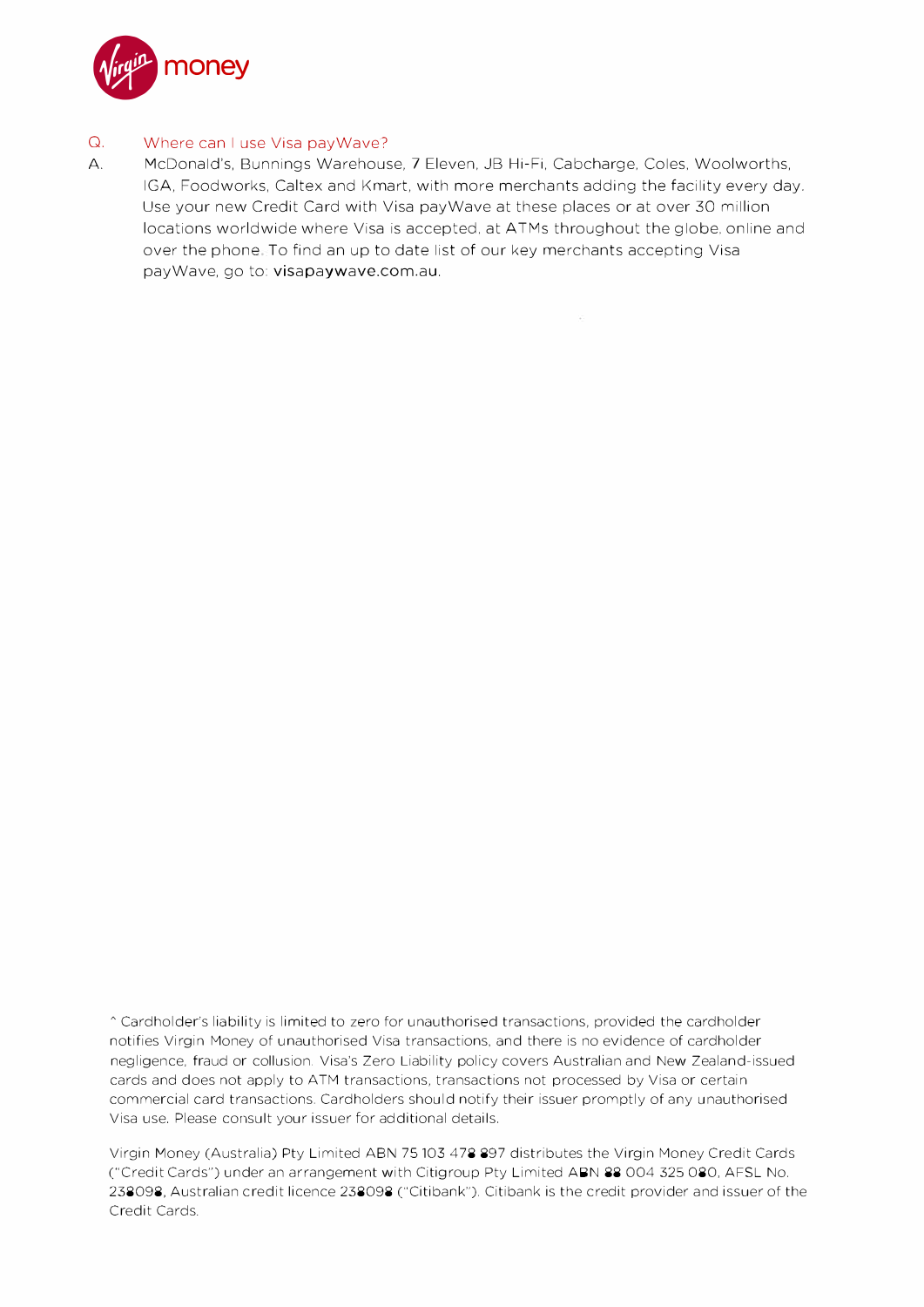Q. **Where can I use Visa payWave?**

A. McDonald's, Bunnings Warehouse, 7 Eleven, JB Hi-Fi, Cabcharge, Coles, Woolworths, IGA, Foodworks, Caltex and Kmart, with more merchants adding the facility every day. Use your new Credit Card with Visa payWave at these places or at over 30 million locations worldwide where Visa is accepted, at ATMs throughout the globe, online and over the phone. To find an up to date list of our key merchants accepting Visa payWave, go to: visapaywave.com.au.

^ Cardholder's liability is limited to zero for unauthorised transactions, provided the cardholder notifies Virgin Money of unauthorised Visa transactions, and there is no evidence of cardholder negligence, fraud or collusion. Visa's Zero Liability policy covers Australian and New Zealand-issued cards and does not apply to ATM transactions, transactions not processed by Visa or certain commercial card transactions. Cardholders should notify their issuer promptly of any unauthorised Visa use. Please consult your issuer for additional details.

Virgin Money (Australia) Pty Limited ABN 75 103 478 897 distributes the Virgin Money Credit Cards ("Credit Cards") under an arrangement with Citigroup Pty Limited ABN 88 004 325 080, AFSL No. 238098, Australian credit licence 238098 ("Citibank"). Citibank is the credit provider and issuer of the Credit Cards.